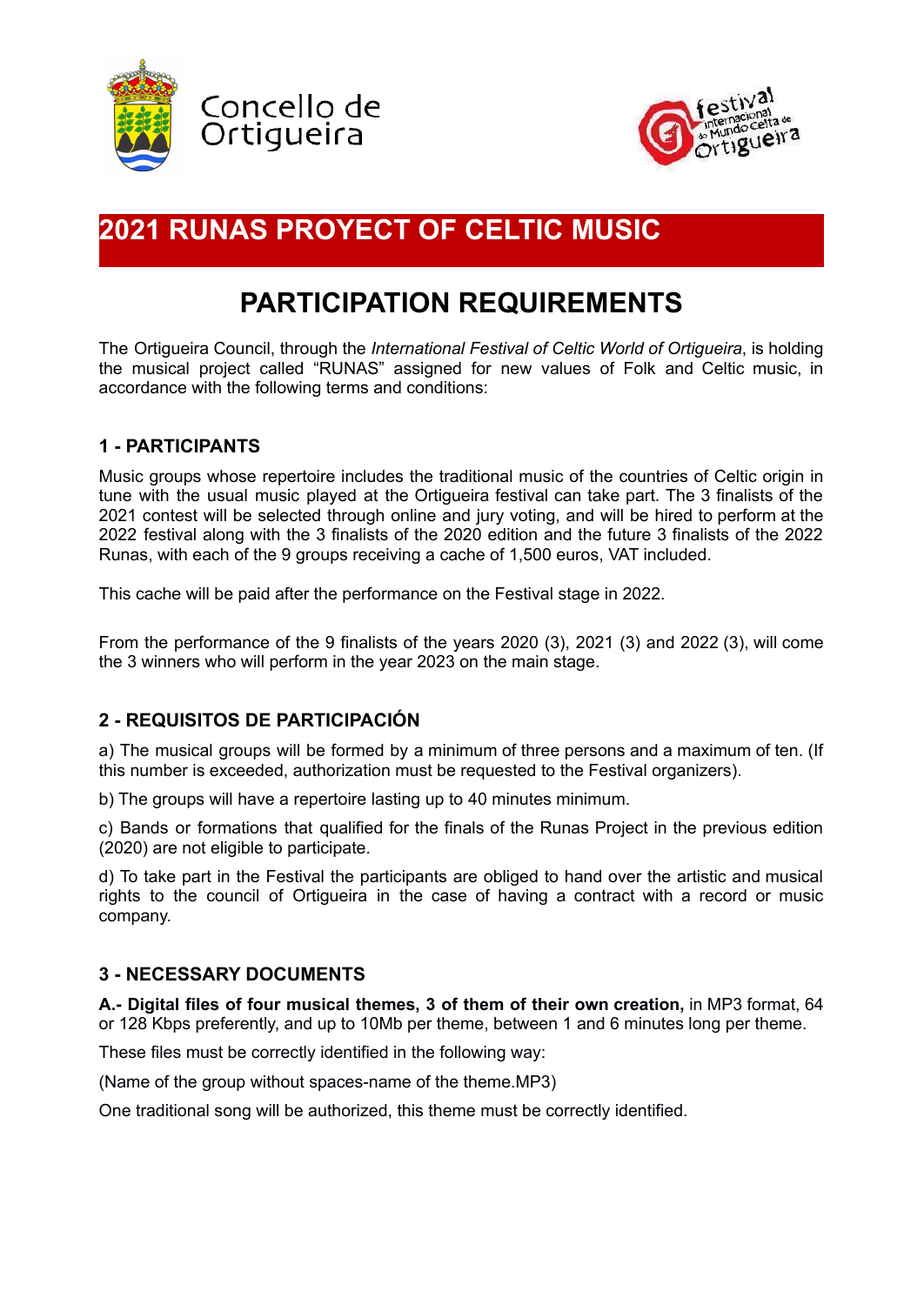Concello de Ortigueira

festival internacional do Mundo Celta de Ortigueira

# 2021 RUNAS PROYECT OF CELTIC MUSIC

# PARTICIPATION REQUIREMENTS

The Ortigueira Council, through the *International Festival of Celtic World of Ortigueira*, is holding the musical project called "RUNAS" assigned for new values of Folk and Celtic music, in accordance with the following terms and conditions:

### 1 - PARTICIPANTS

Music groups whose repertoire includes the traditional music of the countries of Celtic origin in tune with the usual music played at the Ortigueira festival can take part. The 3 finalists of the 2021 contest will be selected through online and jury voting, and will be hired to perform at the 2022 festival along with the 3 finalists of the 2020 edition and the future 3 finalists of the 2022 Runas, with each of the 9 groups receiving a cache of 1,500 euros, VAT included.

This cache will be paid after the performance on the Festival stage in 2022.

From the performance of the 9 finalists of the years 2020 (3), 2021 (3) and 2022 (3), will come the 3 winners who will perform in the year 2023 on the main stage.

### 2 - REQUISITOS DE PARTICIPACIÓN

a) The musical groups will be formed by a minimum of three persons and a maximum of ten. (If this number is exceeded, authorization must be requested to the Festival organizers).

b) The groups will have a repertoire lasting up to 40 minutes minimum.

c) Bands or formations that qualified for the finals of the Runas Project in the previous edition (2020) are not eligible to participate.

d) To take part in the Festival the participants are obliged to hand over the artistic and musical rights to the council of Ortigueira in the case of having a contract with a record or music company.

### 3 - NECESSARY DOCUMENTS

**A.- Digital files of four musical themes, 3 of them of their own creation,** in MP3 format, 64 or 128 Kbps preferently, and up to 10Mb per theme, between 1 and 6 minutes long per theme.

These files must be correctly identified in the following way:

(Name of the group without spaces-name of the theme.MP3)

One traditional song will be authorized, this theme must be correctly identified.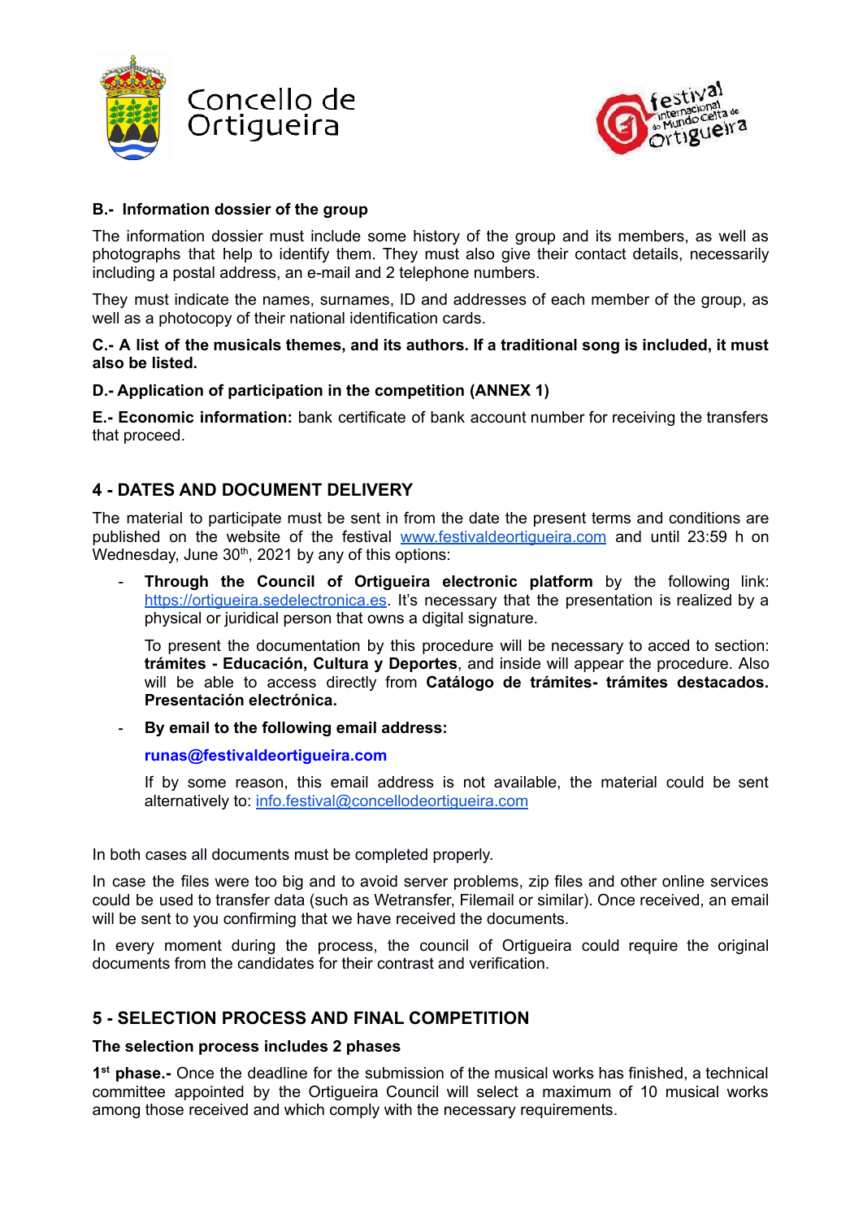**B.- Information dossier of the group**

The information dossier must include some history of the group and its members, as well as photographs that help to identify them. They must also give their contact details, necessarily including a postal address, an e-mail and 2 telephone numbers.

They must indicate the names, surnames, ID and addresses of each member of the group, as well as a photocopy of their national identification cards.

**C.- A list of the musicals themes, and its authors. If a traditional song is included, it must also be listed.**

**D.- Application of participation in the competition (ANNEX 1)**

**E.- Economic information:** bank certificate of bank account number for receiving the transfers that proceed.

## 4 - DATES AND DOCUMENT DELIVERY

The material to participate must be sent in from the date the present terms and conditions are published on the website of the festival www.festivaldeortigueira.com and until 23:59 h on Wednesday, June 30th, 2021 by any of this options:

- **Through the Council of Ortigueira electronic platform** by the following link: https://ortigueira.sedelectronica.es. It's necessary that the presentation is realized by a physical or juridical person that owns a digital signature.

  To present the documentation by this procedure will be necessary to acced to section: **trámites - Educación, Cultura y Deportes**, and inside will appear the procedure. Also will be able to access directly from **Catálogo de trámites- trámites destacados. Presentación electrónica.**

- **By email to the following email address:**

  **runas@festivaldeortigueira.com**

  If by some reason, this email address is not available, the material could be sent alternatively to: info.festival@concellodeortigueira.com

In both cases all documents must be completed properly.

In case the files were too big and to avoid server problems, zip files and other online services could be used to transfer data (such as Wetransfer, Filemail or similar). Once received, an email will be sent to you confirming that we have received the documents.

In every moment during the process, the council of Ortigueira could require the original documents from the candidates for their contrast and verification.

## 5 - SELECTION PROCESS AND FINAL COMPETITION

**The selection process includes 2 phases**

**1st phase.-** Once the deadline for the submission of the musical works has finished, a technical committee appointed by the Ortigueira Council will select a maximum of 10 musical works among those received and which comply with the necessary requirements.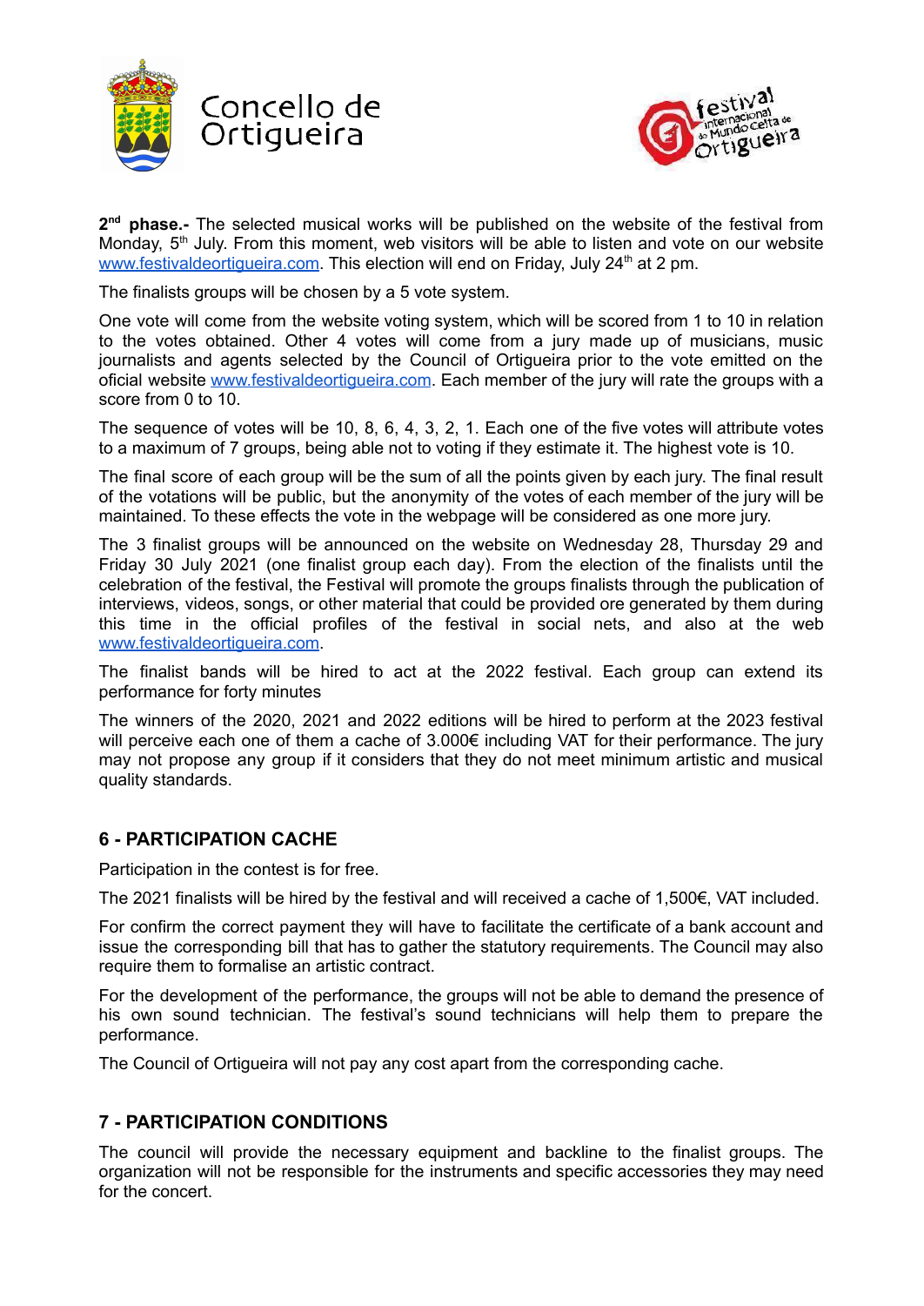**2nd phase.-** The selected musical works will be published on the website of the festival from Monday, 5th July. From this moment, web visitors will be able to listen and vote on our website www.festivaldeortigueira.com. This election will end on Friday, July 24th at 2 pm.

The finalists groups will be chosen by a 5 vote system.

One vote will come from the website voting system, which will be scored from 1 to 10 in relation to the votes obtained. Other 4 votes will come from a jury made up of musicians, music journalists and agents selected by the Council of Ortigueira prior to the vote emitted on the oficial website www.festivaldeortigueira.com. Each member of the jury will rate the groups with a score from 0 to 10.

The sequence of votes will be 10, 8, 6, 4, 3, 2, 1. Each one of the five votes will attribute votes to a maximum of 7 groups, being able not to voting if they estimate it. The highest vote is 10.

The final score of each group will be the sum of all the points given by each jury. The final result of the votations will be public, but the anonymity of the votes of each member of the jury will be maintained. To these effects the vote in the webpage will be considered as one more jury.

The 3 finalist groups will be announced on the website on Wednesday 28, Thursday 29 and Friday 30 July 2021 (one finalist group each day). From the election of the finalists until the celebration of the festival, the Festival will promote the groups finalists through the publication of interviews, videos, songs, or other material that could be provided ore generated by them during this time in the official profiles of the festival in social nets, and also at the web www.festivaldeortigueira.com.

The finalist bands will be hired to act at the 2022 festival. Each group can extend its performance for forty minutes

The winners of the 2020, 2021 and 2022 editions will be hired to perform at the 2023 festival will perceive each one of them a cache of 3.000€ including VAT for their performance. The jury may not propose any group if it considers that they do not meet minimum artistic and musical quality standards.

## 6 - PARTICIPATION CACHE

Participation in the contest is for free.

The 2021 finalists will be hired by the festival and will received a cache of 1,500€, VAT included.

For confirm the correct payment they will have to facilitate the certificate of a bank account and issue the corresponding bill that has to gather the statutory requirements. The Council may also require them to formalise an artistic contract.

For the development of the performance, the groups will not be able to demand the presence of his own sound technician. The festival's sound technicians will help them to prepare the performance.

The Council of Ortigueira will not pay any cost apart from the corresponding cache.

## 7 - PARTICIPATION CONDITIONS

The council will provide the necessary equipment and backline to the finalist groups. The organization will not be responsible for the instruments and specific accessories they may need for the concert.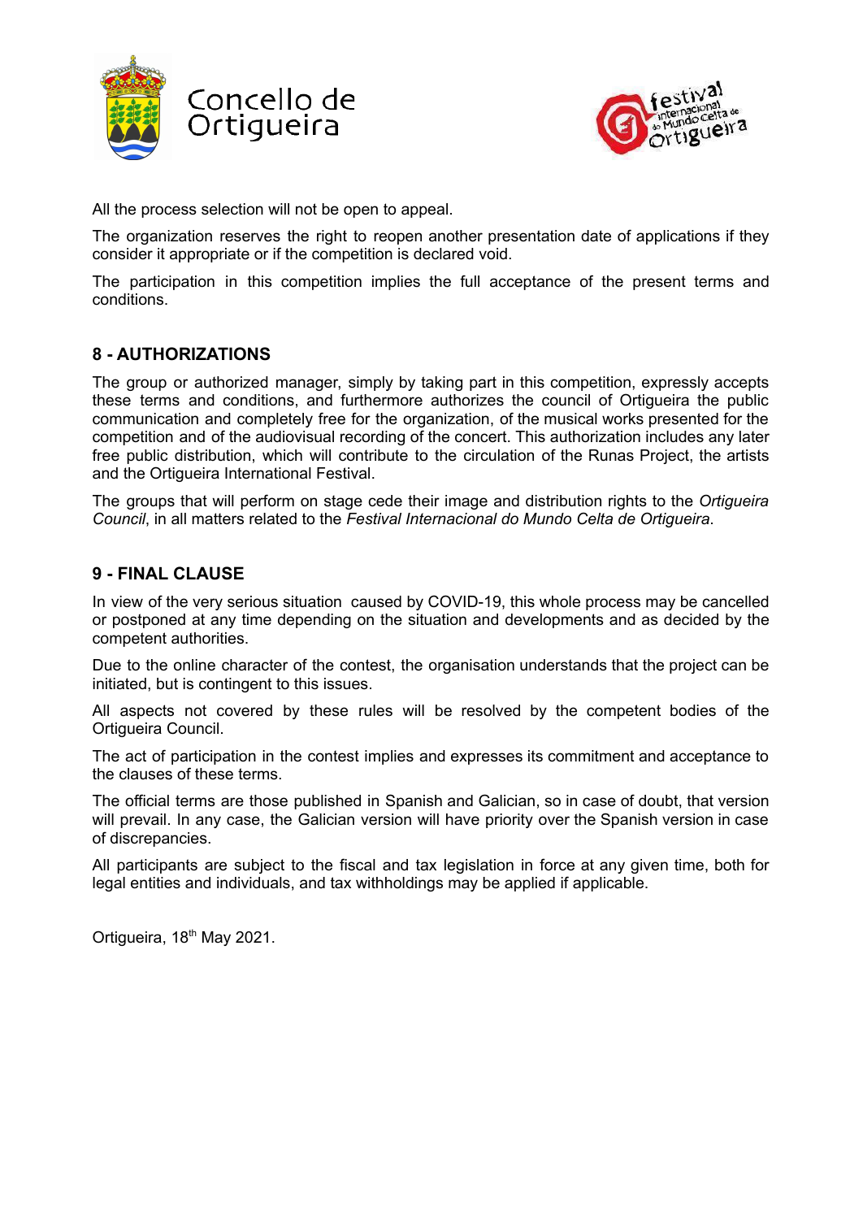All the process selection will not be open to appeal.

The organization reserves the right to reopen another presentation date of applications if they consider it appropriate or if the competition is declared void.

The participation in this competition implies the full acceptance of the present terms and conditions.

## 8 - AUTHORIZATIONS

The group or authorized manager, simply by taking part in this competition, expressly accepts these terms and conditions, and furthermore authorizes the council of Ortigueira the public communication and completely free for the organization, of the musical works presented for the competition and of the audiovisual recording of the concert. This authorization includes any later free public distribution, which will contribute to the circulation of the Runas Project, the artists and the Ortigueira International Festival.

The groups that will perform on stage cede their image and distribution rights to the *Ortigueira Council*, in all matters related to the *Festival Internacional do Mundo Celta de Ortigueira*.

## 9 - FINAL CLAUSE

In view of the very serious situation caused by COVID-19, this whole process may be cancelled or postponed at any time depending on the situation and developments and as decided by the competent authorities.

Due to the online character of the contest, the organisation understands that the project can be initiated, but is contingent to this issues.

All aspects not covered by these rules will be resolved by the competent bodies of the Ortigueira Council.

The act of participation in the contest implies and expresses its commitment and acceptance to the clauses of these terms.

The official terms are those published in Spanish and Galician, so in case of doubt, that version will prevail. In any case, the Galician version will have priority over the Spanish version in case of discrepancies.

All participants are subject to the fiscal and tax legislation in force at any given time, both for legal entities and individuals, and tax withholdings may be applied if applicable.

Ortigueira, 18th May 2021.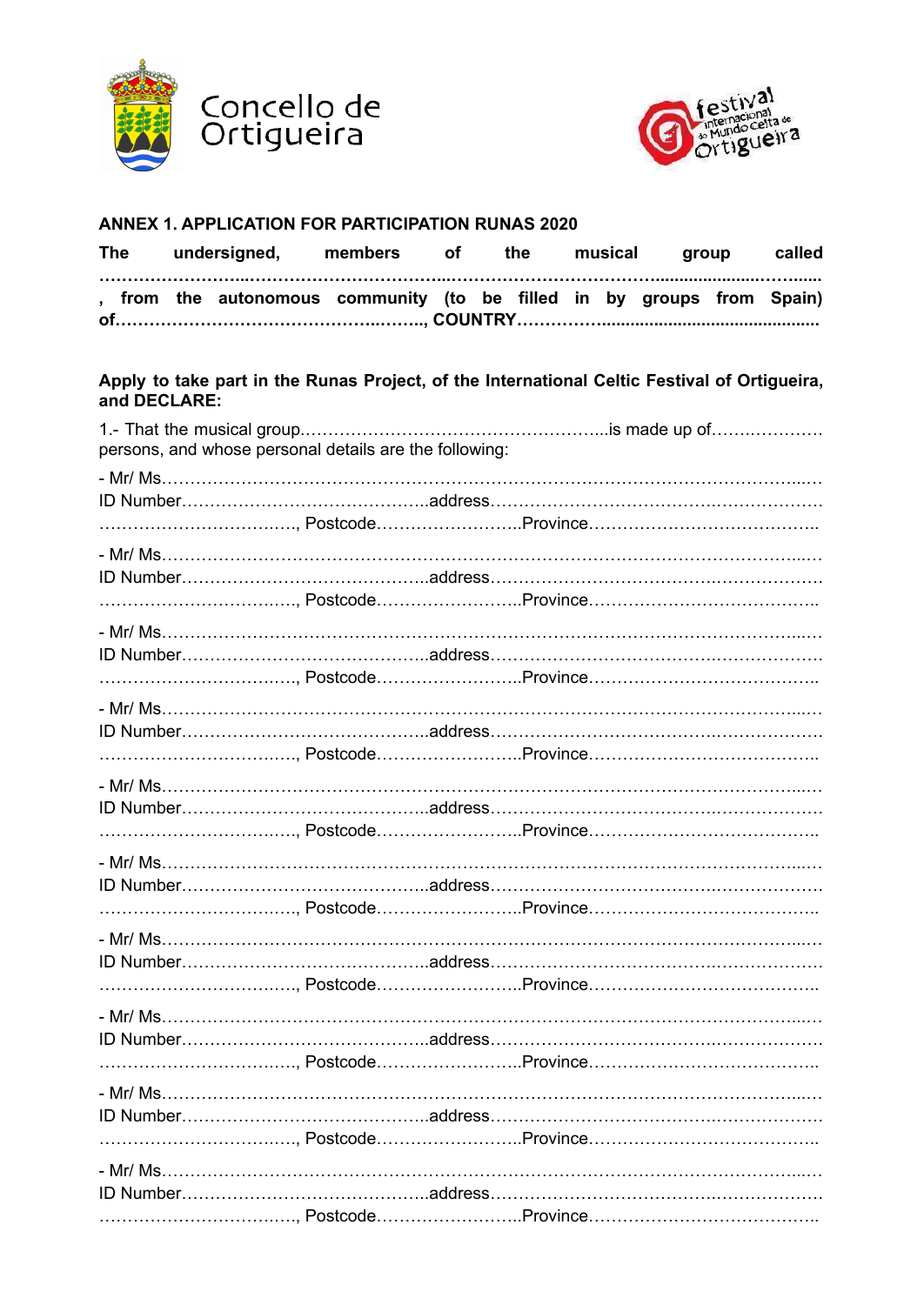Concello de Ortigueira

festival internacional do Mundo Celta de Ortigueira

**ANNEX 1. APPLICATION FOR PARTICIPATION RUNAS 2020**

**The undersigned, members of the musical group called ……………………………………………………………………………………………………, from the autonomous community (to be filled in by groups from Spain) of……………………………………………, COUNTRY………………………………………………**

**Apply to take part in the Runas Project, of the International Celtic Festival of Ortigueira, and DECLARE:**

1.- That the musical group……………………………………………...is made up of………………… persons, and whose personal details are the following:

- Mr/ Ms……………………………………………………………………………………………………
ID Number……………………………………address………………………………………………
………………………………, Postcode……………………Province…………………………………

- Mr/ Ms……………………………………………………………………………………………………
ID Number……………………………………address………………………………………………
………………………………, Postcode……………………Province…………………………………

- Mr/ Ms……………………………………………………………………………………………………
ID Number……………………………………address………………………………………………
………………………………, Postcode……………………Province…………………………………

- Mr/ Ms……………………………………………………………………………………………………
ID Number……………………………………address………………………………………………
………………………………, Postcode……………………Province…………………………………

- Mr/ Ms……………………………………………………………………………………………………
ID Number……………………………………address………………………………………………
………………………………, Postcode……………………Province…………………………………

- Mr/ Ms……………………………………………………………………………………………………
ID Number……………………………………address………………………………………………
………………………………, Postcode……………………Province…………………………………

- Mr/ Ms……………………………………………………………………………………………………
ID Number……………………………………address………………………………………………
………………………………, Postcode……………………Province…………………………………

- Mr/ Ms……………………………………………………………………………………………………
ID Number……………………………………address………………………………………………
………………………………, Postcode……………………Province…………………………………

- Mr/ Ms……………………………………………………………………………………………………
ID Number……………………………………address………………………………………………
………………………………, Postcode……………………Province…………………………………

- Mr/ Ms……………………………………………………………………………………………………
ID Number……………………………………address………………………………………………
………………………………, Postcode……………………Province…………………………………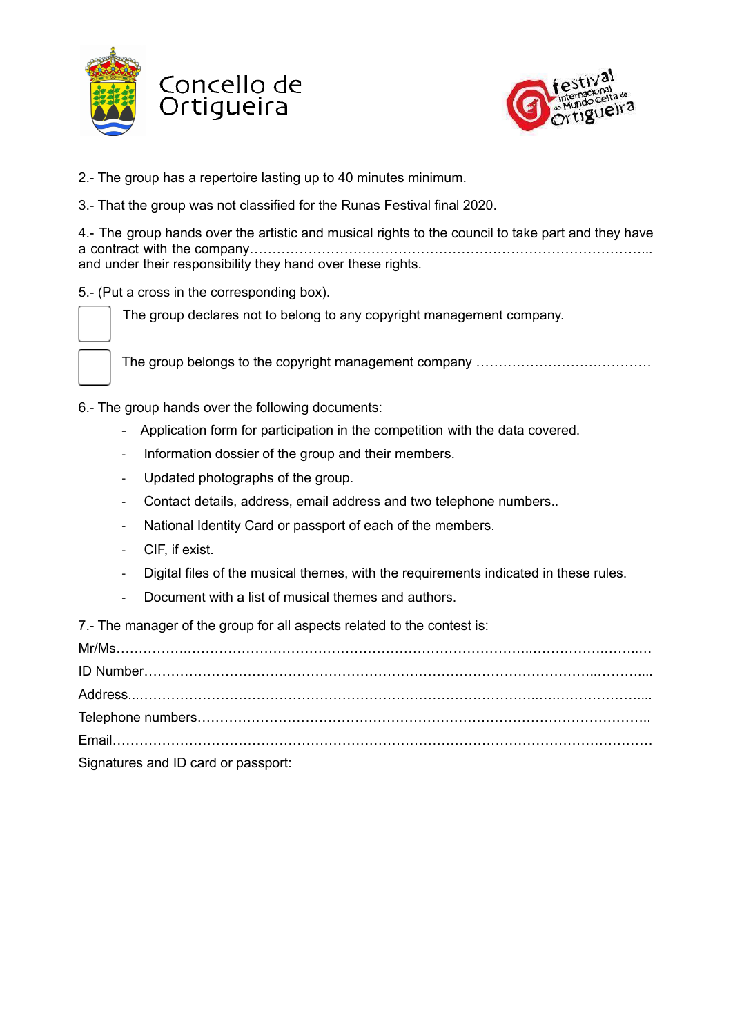Concello de Ortigueira

festival internacional do Mundo Celta de Ortigueira

2.- The group has a repertoire lasting up to 40 minutes minimum.

3.- That the group was not classified for the Runas Festival final 2020.

4.- The group hands over the artistic and musical rights to the council to take part and they have a contract with the company………………………………………………………………………………... and under their responsibility they hand over these rights.

5.- (Put a cross in the corresponding box).

☐ The group declares not to belong to any copyright management company.

☐ The group belongs to the copyright management company …………………………………

6.- The group hands over the following documents:

- Application form for participation in the competition with the data covered.
- Information dossier of the group and their members.
- Updated photographs of the group.
- Contact details, address, email address and two telephone numbers..
- National Identity Card or passport of each of the members.
- CIF, if exist.
- Digital files of the musical themes, with the requirements indicated in these rules.
- Document with a list of musical themes and authors.

7.- The manager of the group for all aspects related to the contest is:

Mr/Ms……………………………………………………………………………………………………………

ID Number…………………………………………………………………………………………………….....

Address..……………………………………………………………………………………………………....

Telephone numbers……………………………………………………………………………………………..

Email…………………………………………………………………………………………………………

Signatures and ID card or passport: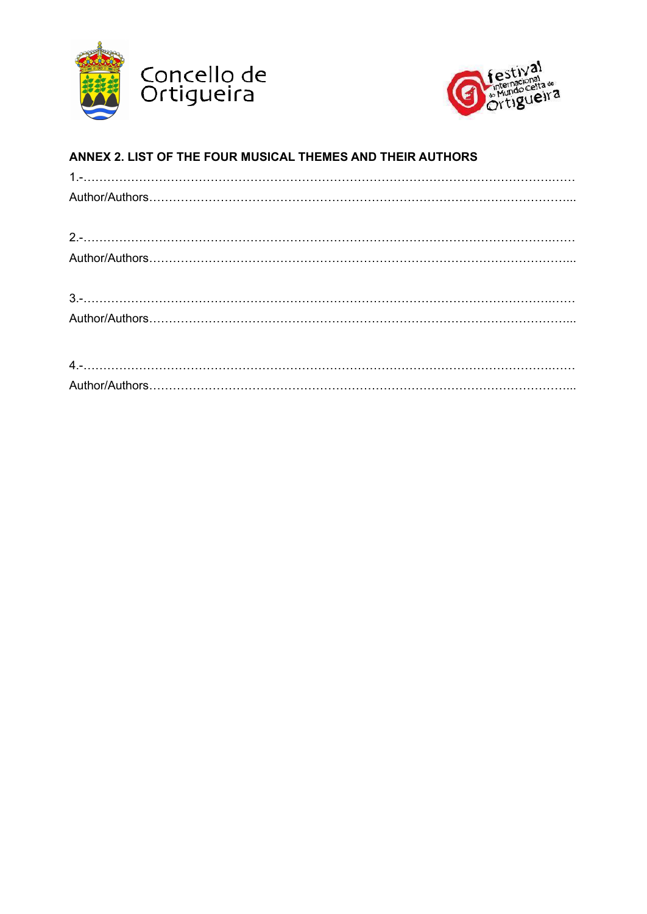Concello de Ortigueira

festival internacional do Mundo Celta de Ortigueira

## ANNEX 2. LIST OF THE FOUR MUSICAL THEMES AND THEIR AUTHORS

1.-……………………………………………………………………………………………………………

Author/Authors…………………………………………………………………………………………...

2.-……………………………………………………………………………………………………………

Author/Authors…………………………………………………………………………………………...

3.-……………………………………………………………………………………………………………

Author/Authors…………………………………………………………………………………………...

4.-……………………………………………………………………………………………………………

Author/Authors…………………………………………………………………………………………...